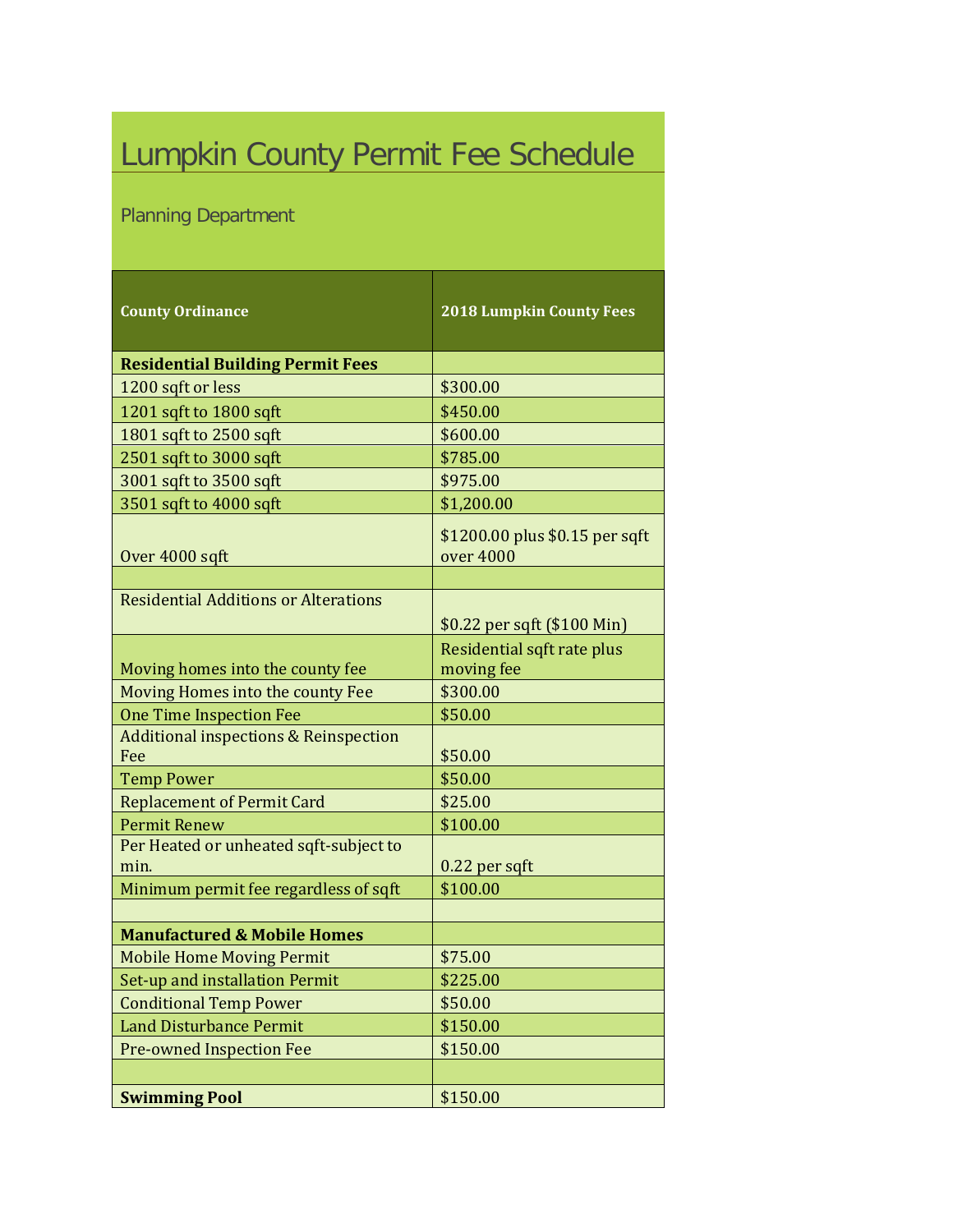# Lumpkin County Permit Fee Schedule

Planning Department

| County Ordinance | 2018 Lumpkin County Fees |
|---|---|
| **Residential Building Permit Fees** | |
| 1200 sqft or less | $300.00 |
| 1201 sqft to 1800 sqft | $450.00 |
| 1801 sqft to 2500 sqft | $600.00 |
| 2501 sqft to 3000 sqft | $785.00 |
| 3001 sqft to 3500 sqft | $975.00 |
| 3501 sqft to 4000 sqft | $1,200.00 |
| Over 4000 sqft | $1200.00 plus $0.15 per sqft over 4000 |
| | |
| Residential Additions or Alterations | $0.22 per sqft ($100 Min) |
| Moving homes into the county fee | Residential sqft rate plus moving fee |
| Moving Homes into the county Fee | $300.00 |
| One Time Inspection Fee | $50.00 |
| Additional inspections & Reinspection Fee | $50.00 |
| Temp Power | $50.00 |
| Replacement of Permit Card | $25.00 |
| Permit Renew | $100.00 |
| Per Heated or unheated sqft-subject to min. | 0.22 per sqft |
| Minimum permit fee regardless of sqft | $100.00 |
| | |
| **Manufactured & Mobile Homes** | |
| Mobile Home Moving Permit | $75.00 |
| Set-up and installation Permit | $225.00 |
| Conditional Temp Power | $50.00 |
| Land Disturbance Permit | $150.00 |
| Pre-owned Inspection Fee | $150.00 |
| | |
| **Swimming Pool** | $150.00 |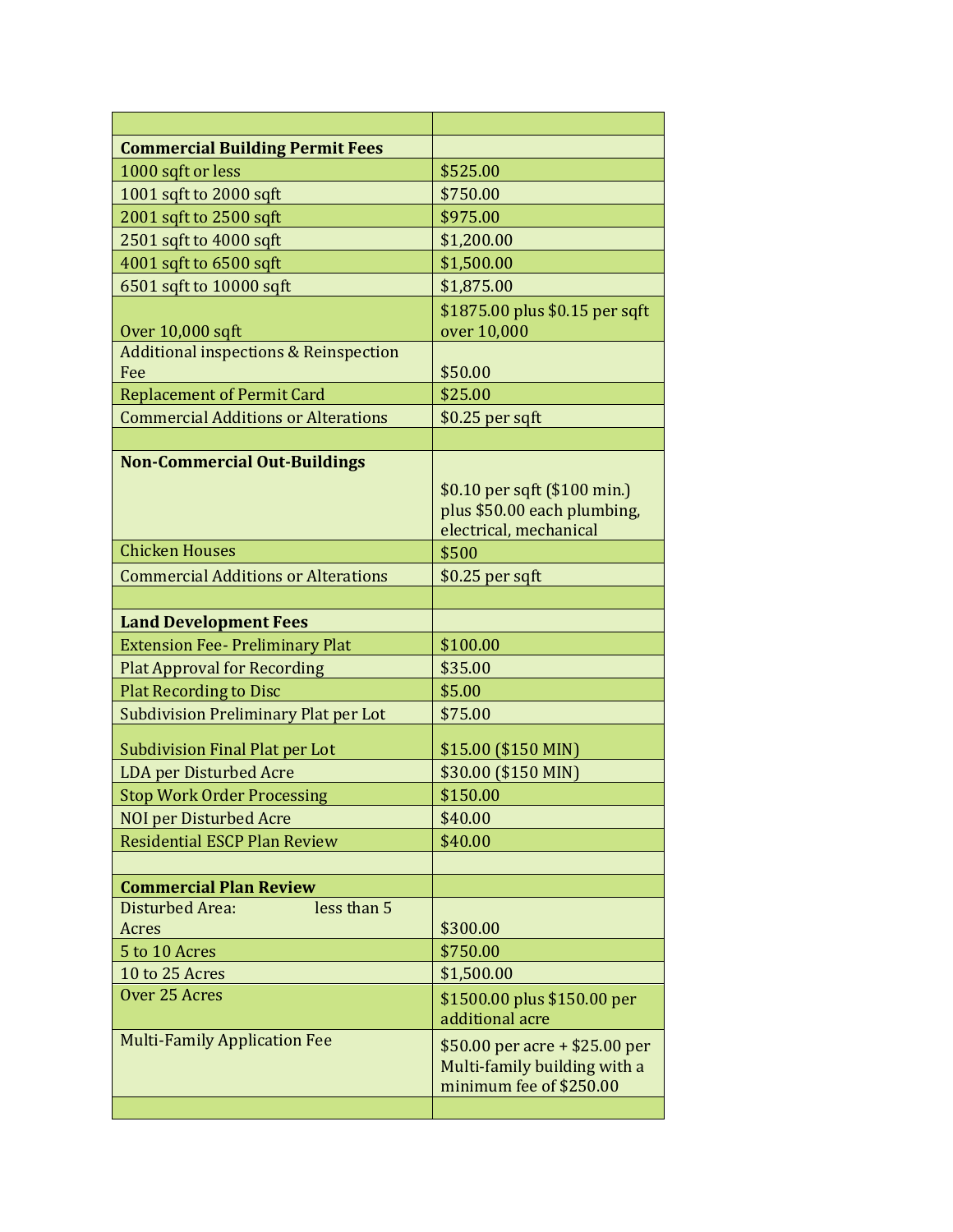| | |
|---|---|
| **Commercial Building Permit Fees** | |
| 1000 sqft or less | $525.00 |
| 1001 sqft to 2000 sqft | $750.00 |
| 2001 sqft to 2500 sqft | $975.00 |
| 2501 sqft to 4000 sqft | $1,200.00 |
| 4001 sqft to 6500 sqft | $1,500.00 |
| 6501 sqft to 10000 sqft | $1,875.00 |
| Over 10,000 sqft | $1875.00 plus $0.15 per sqft over 10,000 |
| Additional inspections & Reinspection Fee | $50.00 |
| Replacement of Permit Card | $25.00 |
| Commercial Additions or Alterations | $0.25 per sqft |
| | |
| **Non-Commercial Out-Buildings** | $0.10 per sqft ($100 min.) plus $50.00 each plumbing, electrical, mechanical |
| Chicken Houses | $500 |
| Commercial Additions or Alterations | $0.25 per sqft |
| | |
| **Land Development Fees** | |
| Extension Fee- Preliminary Plat | $100.00 |
| Plat Approval for Recording | $35.00 |
| Plat Recording to Disc | $5.00 |
| Subdivision Preliminary Plat per Lot | $75.00 |
| Subdivision Final Plat per Lot | $15.00 ($150 MIN) |
| LDA per Disturbed Acre | $30.00 ($150 MIN) |
| Stop Work Order Processing | $150.00 |
| NOI per Disturbed Acre | $40.00 |
| Residential ESCP Plan Review | $40.00 |
| | |
| **Commercial Plan Review** | |
| Disturbed Area: less than 5 Acres | $300.00 |
| 5 to 10 Acres | $750.00 |
| 10 to 25 Acres | $1,500.00 |
| Over 25 Acres | $1500.00 plus $150.00 per additional acre |
| Multi-Family Application Fee | $50.00 per acre + $25.00 per Multi-family building with a minimum fee of $250.00 |
| | |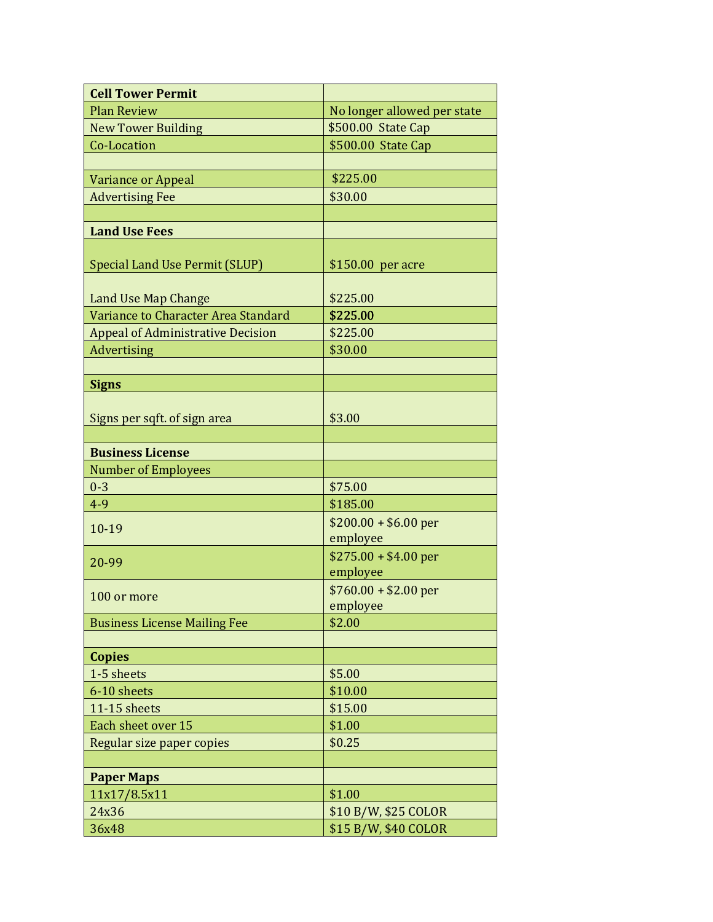| **Cell Tower Permit** | |
|---|---|
| Plan Review | No longer allowed per state |
| New Tower Building | $500.00 State Cap |
| Co-Location | $500.00 State Cap |
| | |
| Variance or Appeal | $225.00 |
| Advertising Fee | $30.00 |
| | |
| **Land Use Fees** | |
| Special Land Use Permit (SLUP) | $150.00 per acre |
| Land Use Map Change | $225.00 |
| Variance to Character Area Standard | **$225.00** |
| Appeal of Administrative Decision | $225.00 |
| Advertising | $30.00 |
| | |
| **Signs** | |
| Signs per sqft. of sign area | $3.00 |
| | |
| **Business License** | |
| Number of Employees | |
| 0-3 | $75.00 |
| 4-9 | $185.00 |
| 10-19 | $200.00 + $6.00 per employee |
| 20-99 | $275.00 + $4.00 per employee |
| 100 or more | $760.00 + $2.00 per employee |
| Business License Mailing Fee | $2.00 |
| | |
| **Copies** | |
| 1-5 sheets | $5.00 |
| 6-10 sheets | $10.00 |
| 11-15 sheets | $15.00 |
| Each sheet over 15 | $1.00 |
| Regular size paper copies | $0.25 |
| | |
| **Paper Maps** | |
| 11x17/8.5x11 | $1.00 |
| 24x36 | $10 B/W, $25 COLOR |
| 36x48 | $15 B/W, $40 COLOR |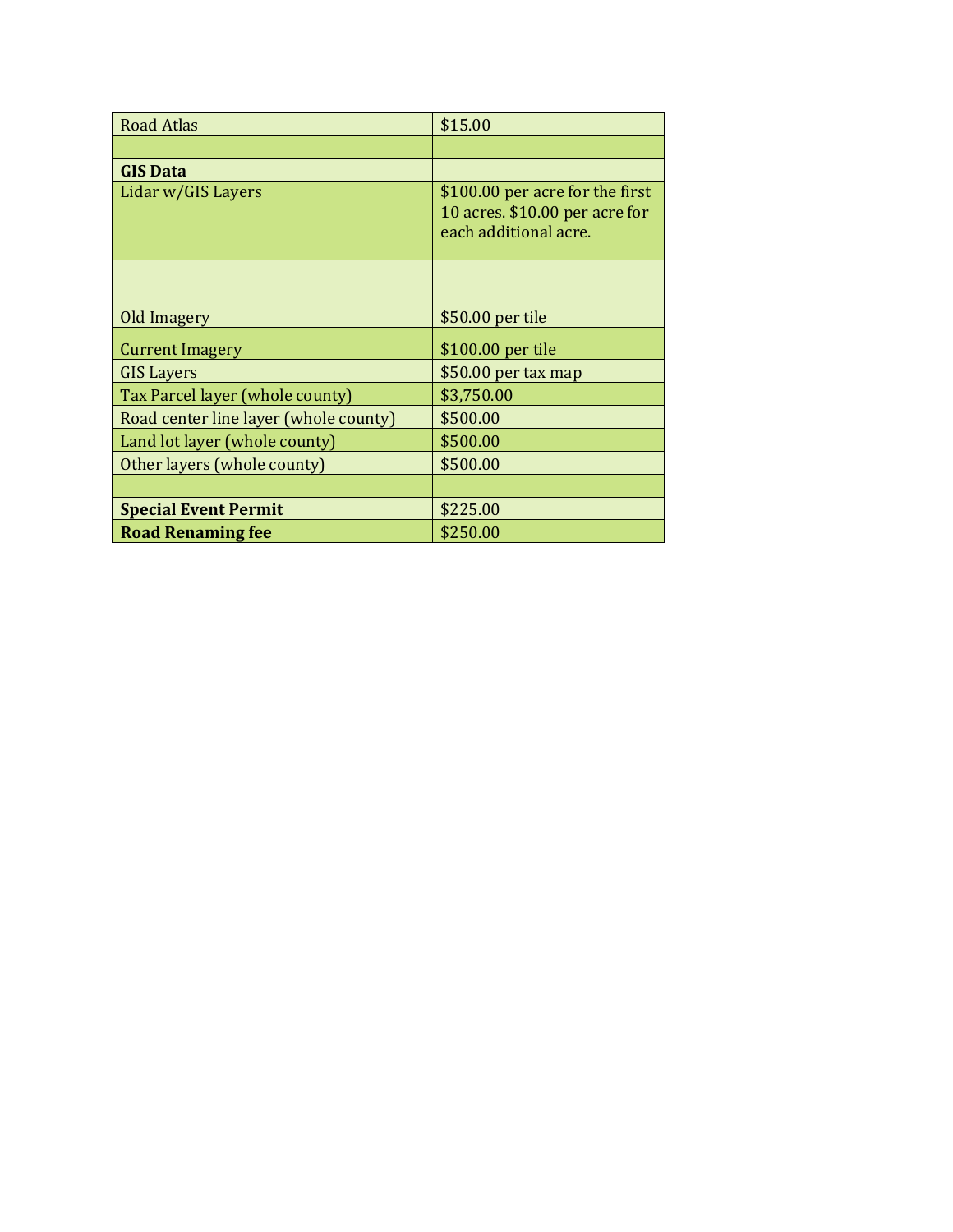| | |
|---|---|
| Road Atlas | $15.00 |
| | |
| **GIS Data** | |
| Lidar w/GIS Layers | $100.00 per acre for the first 10 acres. $10.00 per acre for each additional acre. |
| Old Imagery | $50.00 per tile |
| Current Imagery | $100.00 per tile |
| GIS Layers | $50.00 per tax map |
| Tax Parcel layer (whole county) | $3,750.00 |
| Road center line layer (whole county) | $500.00 |
| Land lot layer (whole county) | $500.00 |
| Other layers (whole county) | $500.00 |
| | |
| **Special Event Permit** | $225.00 |
| **Road Renaming fee** | $250.00 |